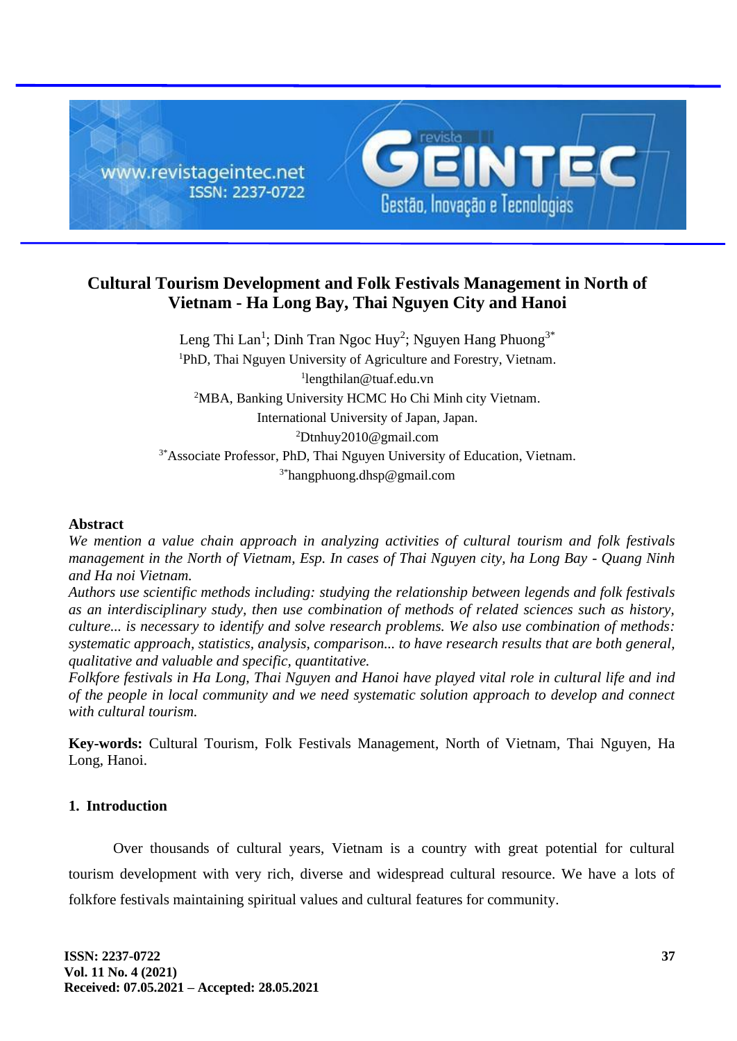# Cultural Tourism Development and Folk Festivals Management in North of Vietnam - Ha Long Bay, Thai Nguyen City and Hanoi

Leng Thi Lan[1]; Dinh Tran Ngoc Huy[2]; Nguyen Hang Phuong[3*]

[1]PhD, Thai Nguyen University of Agriculture and Forestry, Vietnam.
[1]lengthilan@tuaf.edu.vn

[2]MBA, Banking University HCMC Ho Chi Minh city Vietnam.
International University of Japan, Japan.
[2]Dtnhuy2010@gmail.com

[3*]Associate Professor, PhD, Thai Nguyen University of Education, Vietnam.
[3*]hangphuong.dhsp@gmail.com

## Abstract

*We mention a value chain approach in analyzing activities of cultural tourism and folk festivals management in the North of Vietnam, Esp. In cases of Thai Nguyen city, ha Long Bay - Quang Ninh and Ha noi Vietnam.*

*Authors use scientific methods including: studying the relationship between legends and folk festivals as an interdisciplinary study, then use combination of methods of related sciences such as history, culture... is necessary to identify and solve research problems. We also use combination of methods: systematic approach, statistics, analysis, comparison... to have research results that are both general, qualitative and valuable and specific, quantitative.*

*Folkfore festivals in Ha Long, Thai Nguyen and Hanoi have played vital role in cultural life and ind of the people in local community and we need systematic solution approach to develop and connect with cultural tourism.*

**Key-words:** Cultural Tourism, Folk Festivals Management, North of Vietnam, Thai Nguyen, Ha Long, Hanoi.

## 1. Introduction

Over thousands of cultural years, Vietnam is a country with great potential for cultural tourism development with very rich, diverse and widespread cultural resource. We have a lots of folkfore festivals maintaining spiritual values and cultural features for community.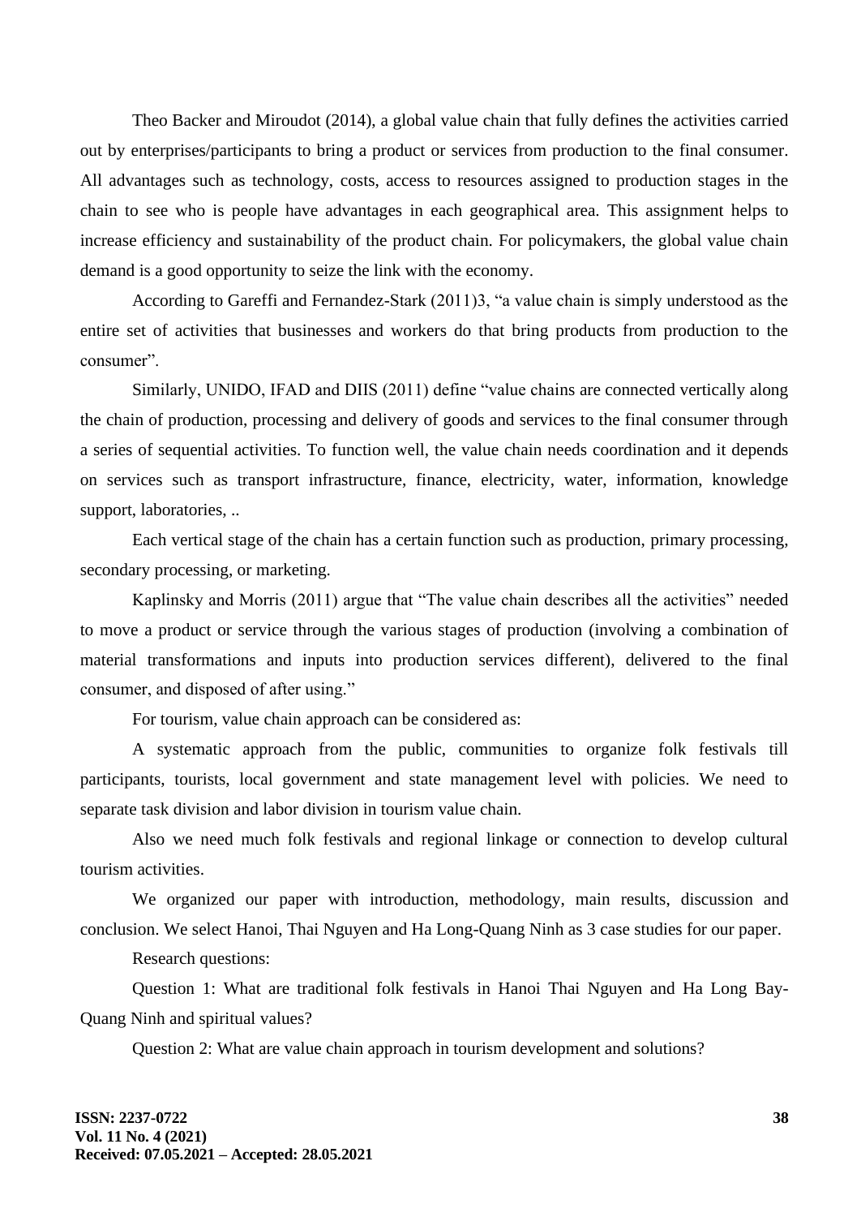Theo Backer and Miroudot (2014), a global value chain that fully defines the activities carried out by enterprises/participants to bring a product or services from production to the final consumer. All advantages such as technology, costs, access to resources assigned to production stages in the chain to see who is people have advantages in each geographical area. This assignment helps to increase efficiency and sustainability of the product chain. For policymakers, the global value chain demand is a good opportunity to seize the link with the economy.

According to Gareffi and Fernandez-Stark (2011)3, "a value chain is simply understood as the entire set of activities that businesses and workers do that bring products from production to the consumer".

Similarly, UNIDO, IFAD and DIIS (2011) define "value chains are connected vertically along the chain of production, processing and delivery of goods and services to the final consumer through a series of sequential activities. To function well, the value chain needs coordination and it depends on services such as transport infrastructure, finance, electricity, water, information, knowledge support, laboratories, ..

Each vertical stage of the chain has a certain function such as production, primary processing, secondary processing, or marketing.

Kaplinsky and Morris (2011) argue that "The value chain describes all the activities" needed to move a product or service through the various stages of production (involving a combination of material transformations and inputs into production services different), delivered to the final consumer, and disposed of after using."

For tourism, value chain approach can be considered as:

A systematic approach from the public, communities to organize folk festivals till participants, tourists, local government and state management level with policies. We need to separate task division and labor division in tourism value chain.

Also we need much folk festivals and regional linkage or connection to develop cultural tourism activities.

We organized our paper with introduction, methodology, main results, discussion and conclusion. We select Hanoi, Thai Nguyen and Ha Long-Quang Ninh as 3 case studies for our paper.

Research questions:

Question 1: What are traditional folk festivals in Hanoi Thai Nguyen and Ha Long Bay-Quang Ninh and spiritual values?

Question 2: What are value chain approach in tourism development and solutions?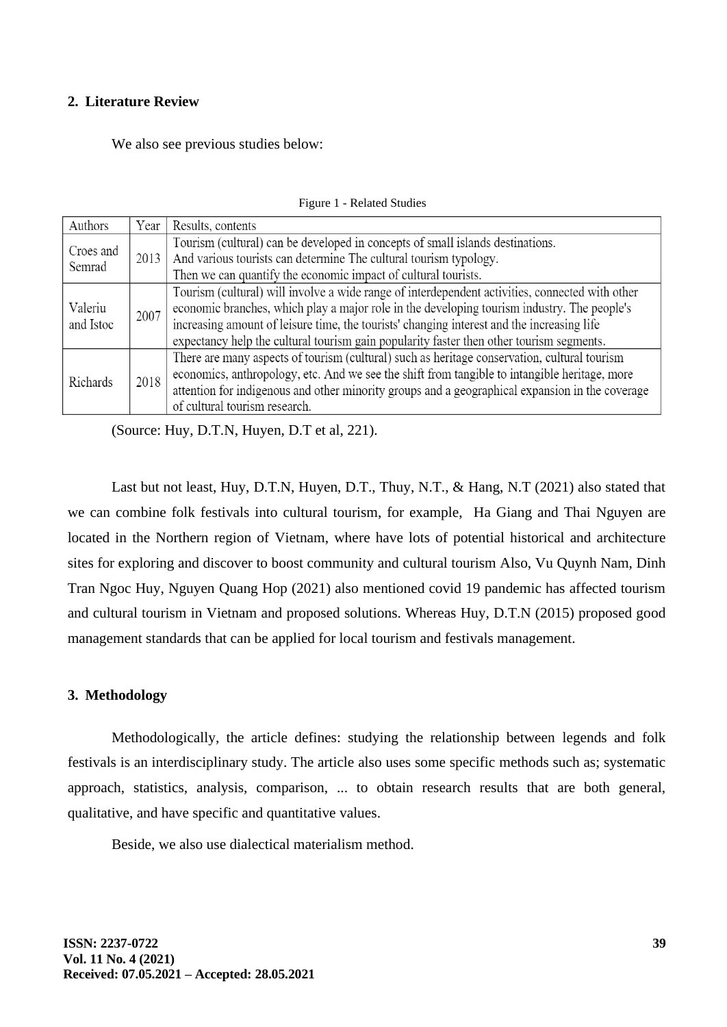## 2. Literature Review

We also see previous studies below:

Figure 1 - Related Studies

| Authors | Year | Results, contents |
|---|---|---|
| Croes and Semrad | 2013 | Tourism (cultural) can be developed in concepts of small islands destinations. And various tourists can determine The cultural tourism typology. Then we can quantify the economic impact of cultural tourists. |
| Valeriu and Istoc | 2007 | Tourism (cultural) will involve a wide range of interdependent activities, connected with other economic branches, which play a major role in the developing tourism industry. The people's increasing amount of leisure time, the tourists' changing interest and the increasing life expectancy help the cultural tourism gain popularity faster then other tourism segments. |
| Richards | 2018 | There are many aspects of tourism (cultural) such as heritage conservation, cultural tourism economics, anthropology, etc. And we see the shift from tangible to intangible heritage, more attention for indigenous and other minority groups and a geographical expansion in the coverage of cultural tourism research. |

(Source: Huy, D.T.N, Huyen, D.T et al, 221).

Last but not least, Huy, D.T.N, Huyen, D.T., Thuy, N.T., & Hang, N.T (2021) also stated that we can combine folk festivals into cultural tourism, for example, Ha Giang and Thai Nguyen are located in the Northern region of Vietnam, where have lots of potential historical and architecture sites for exploring and discover to boost community and cultural tourism Also, Vu Quynh Nam, Dinh Tran Ngoc Huy, Nguyen Quang Hop (2021) also mentioned covid 19 pandemic has affected tourism and cultural tourism in Vietnam and proposed solutions. Whereas Huy, D.T.N (2015) proposed good management standards that can be applied for local tourism and festivals management.

## 3. Methodology

Methodologically, the article defines: studying the relationship between legends and folk festivals is an interdisciplinary study. The article also uses some specific methods such as; systematic approach, statistics, analysis, comparison, ... to obtain research results that are both general, qualitative, and have specific and quantitative values.

Beside, we also use dialectical materialism method.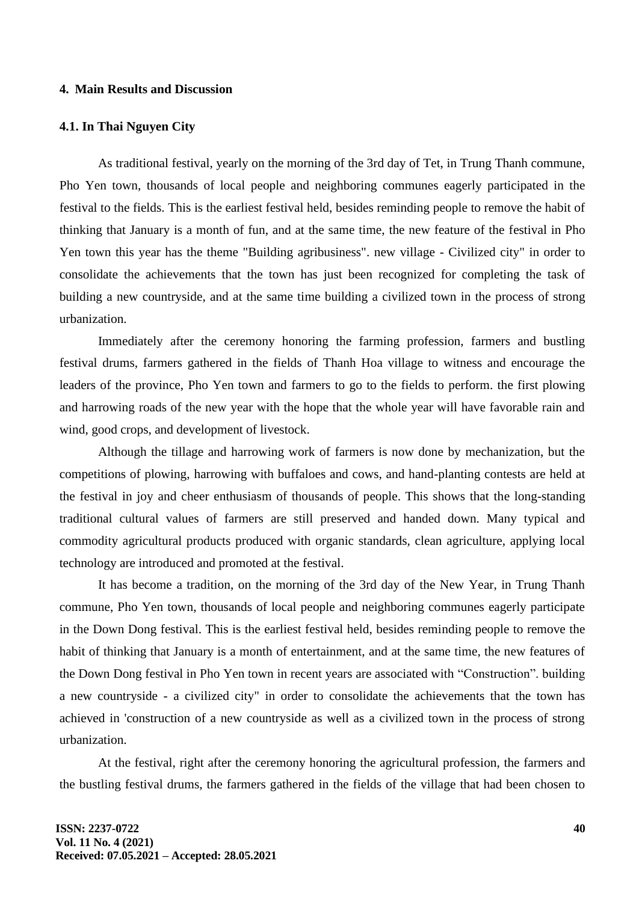#### 4. Main Results and Discussion

#### 4.1. In Thai Nguyen City

As traditional festival, yearly on the morning of the 3rd day of Tet, in Trung Thanh commune, Pho Yen town, thousands of local people and neighboring communes eagerly participated in the festival to the fields. This is the earliest festival held, besides reminding people to remove the habit of thinking that January is a month of fun, and at the same time, the new feature of the festival in Pho Yen town this year has the theme "Building agribusiness". new village - Civilized city" in order to consolidate the achievements that the town has just been recognized for completing the task of building a new countryside, and at the same time building a civilized town in the process of strong urbanization.

Immediately after the ceremony honoring the farming profession, farmers and bustling festival drums, farmers gathered in the fields of Thanh Hoa village to witness and encourage the leaders of the province, Pho Yen town and farmers to go to the fields to perform. the first plowing and harrowing roads of the new year with the hope that the whole year will have favorable rain and wind, good crops, and development of livestock.

Although the tillage and harrowing work of farmers is now done by mechanization, but the competitions of plowing, harrowing with buffaloes and cows, and hand-planting contests are held at the festival in joy and cheer enthusiasm of thousands of people. This shows that the long-standing traditional cultural values of farmers are still preserved and handed down. Many typical and commodity agricultural products produced with organic standards, clean agriculture, applying local technology are introduced and promoted at the festival.

It has become a tradition, on the morning of the 3rd day of the New Year, in Trung Thanh commune, Pho Yen town, thousands of local people and neighboring communes eagerly participate in the Down Dong festival. This is the earliest festival held, besides reminding people to remove the habit of thinking that January is a month of entertainment, and at the same time, the new features of the Down Dong festival in Pho Yen town in recent years are associated with "Construction". building a new countryside - a civilized city" in order to consolidate the achievements that the town has achieved in 'construction of a new countryside as well as a civilized town in the process of strong urbanization.

At the festival, right after the ceremony honoring the agricultural profession, the farmers and the bustling festival drums, the farmers gathered in the fields of the village that had been chosen to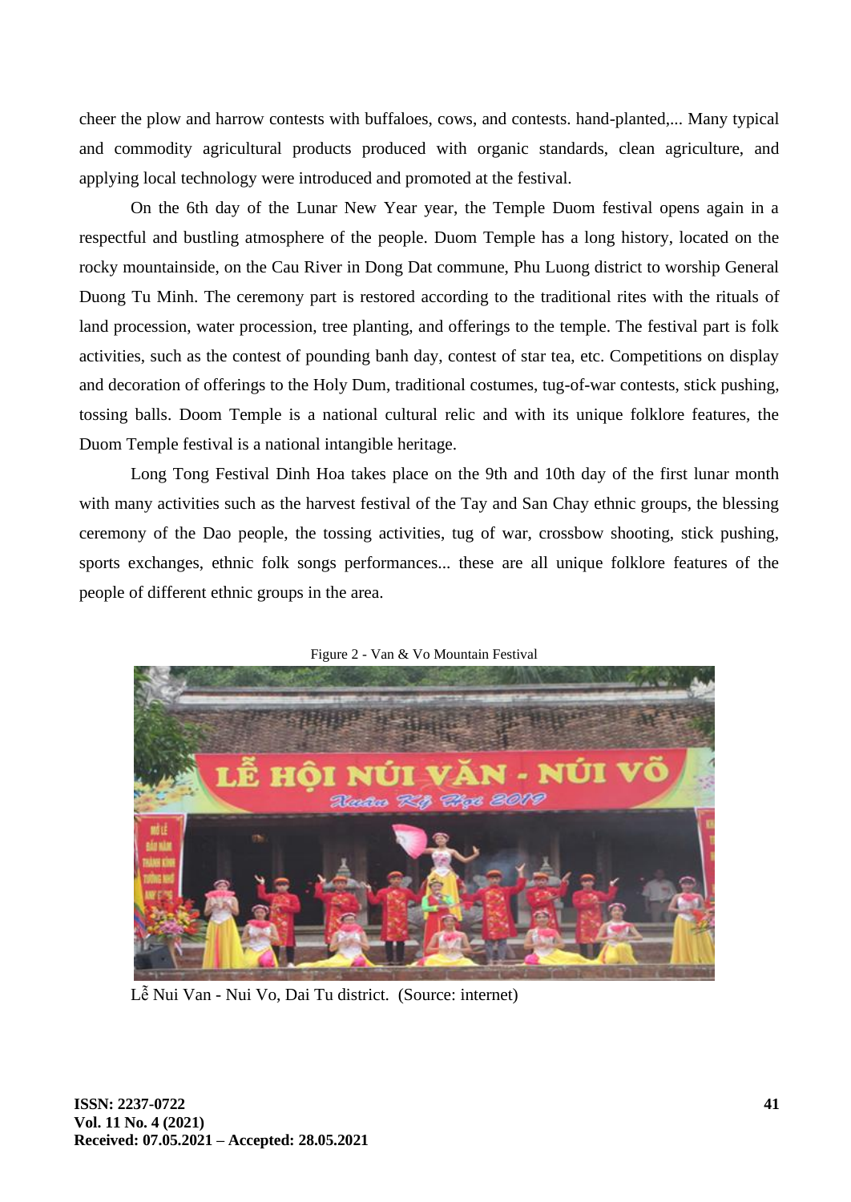cheer the plow and harrow contests with buffaloes, cows, and contests. hand-planted,... Many typical and commodity agricultural products produced with organic standards, clean agriculture, and applying local technology were introduced and promoted at the festival.

On the 6th day of the Lunar New Year year, the Temple Duom festival opens again in a respectful and bustling atmosphere of the people. Duom Temple has a long history, located on the rocky mountainside, on the Cau River in Dong Dat commune, Phu Luong district to worship General Duong Tu Minh. The ceremony part is restored according to the traditional rites with the rituals of land procession, water procession, tree planting, and offerings to the temple. The festival part is folk activities, such as the contest of pounding banh day, contest of star tea, etc. Competitions on display and decoration of offerings to the Holy Dum, traditional costumes, tug-of-war contests, stick pushing, tossing balls. Doom Temple is a national cultural relic and with its unique folklore features, the Duom Temple festival is a national intangible heritage.

Long Tong Festival Dinh Hoa takes place on the 9th and 10th day of the first lunar month with many activities such as the harvest festival of the Tay and San Chay ethnic groups, the blessing ceremony of the Dao people, the tossing activities, tug of war, crossbow shooting, stick pushing, sports exchanges, ethnic folk songs performances... these are all unique folklore features of the people of different ethnic groups in the area.

Figure 2 - Van & Vo Mountain Festival

Lễ Nui Van - Nui Vo, Dai Tu district. (Source: internet)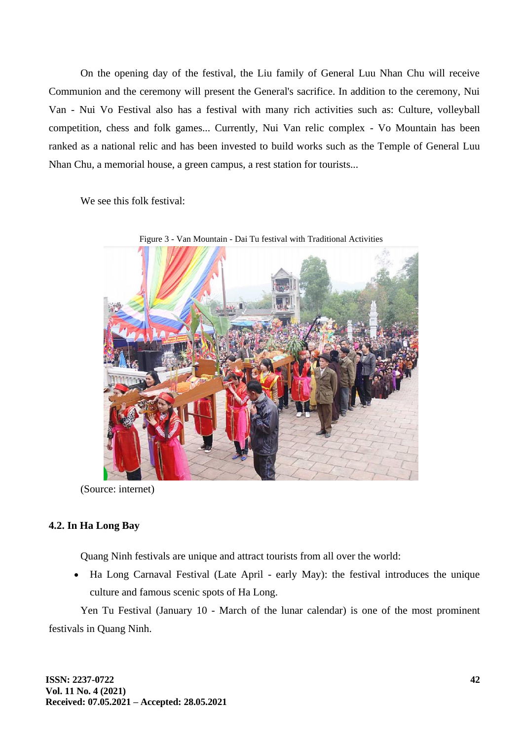On the opening day of the festival, the Liu family of General Luu Nhan Chu will receive Communion and the ceremony will present the General's sacrifice. In addition to the ceremony, Nui Van - Nui Vo Festival also has a festival with many rich activities such as: Culture, volleyball competition, chess and folk games... Currently, Nui Van relic complex - Vo Mountain has been ranked as a national relic and has been invested to build works such as the Temple of General Luu Nhan Chu, a memorial house, a green campus, a rest station for tourists...

We see this folk festival:

Figure 3 - Van Mountain - Dai Tu festival with Traditional Activities

(Source: internet)

### 4.2. In Ha Long Bay

Quang Ninh festivals are unique and attract tourists from all over the world:

- Ha Long Carnaval Festival (Late April - early May): the festival introduces the unique culture and famous scenic spots of Ha Long.

Yen Tu Festival (January 10 - March of the lunar calendar) is one of the most prominent festivals in Quang Ninh.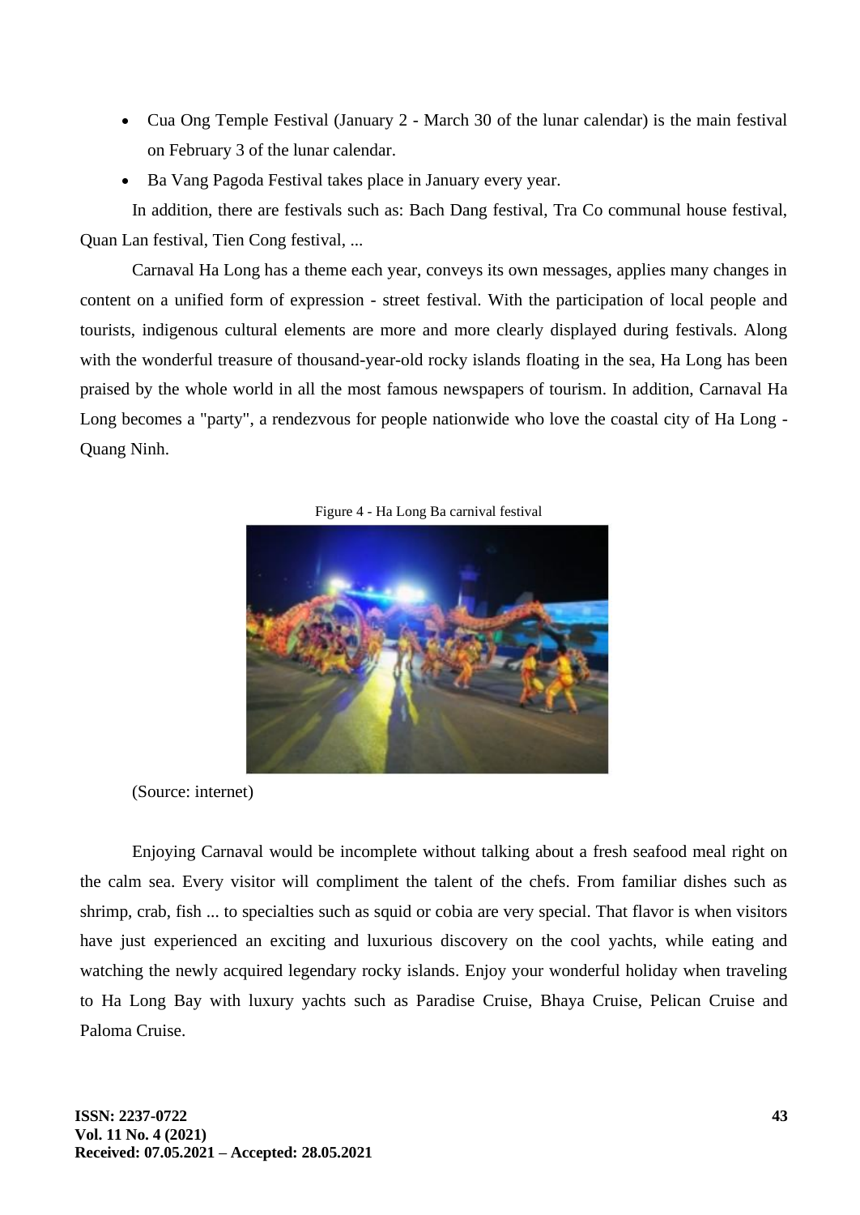- Cua Ong Temple Festival (January 2 - March 30 of the lunar calendar) is the main festival on February 3 of the lunar calendar.
- Ba Vang Pagoda Festival takes place in January every year.

In addition, there are festivals such as: Bach Dang festival, Tra Co communal house festival, Quan Lan festival, Tien Cong festival, ...

Carnaval Ha Long has a theme each year, conveys its own messages, applies many changes in content on a unified form of expression - street festival. With the participation of local people and tourists, indigenous cultural elements are more and more clearly displayed during festivals. Along with the wonderful treasure of thousand-year-old rocky islands floating in the sea, Ha Long has been praised by the whole world in all the most famous newspapers of tourism. In addition, Carnaval Ha Long becomes a "party", a rendezvous for people nationwide who love the coastal city of Ha Long - Quang Ninh.

Figure 4 - Ha Long Ba carnival festival

(Source: internet)

Enjoying Carnaval would be incomplete without talking about a fresh seafood meal right on the calm sea. Every visitor will compliment the talent of the chefs. From familiar dishes such as shrimp, crab, fish ... to specialties such as squid or cobia are very special. That flavor is when visitors have just experienced an exciting and luxurious discovery on the cool yachts, while eating and watching the newly acquired legendary rocky islands. Enjoy your wonderful holiday when traveling to Ha Long Bay with luxury yachts such as Paradise Cruise, Bhaya Cruise, Pelican Cruise and Paloma Cruise.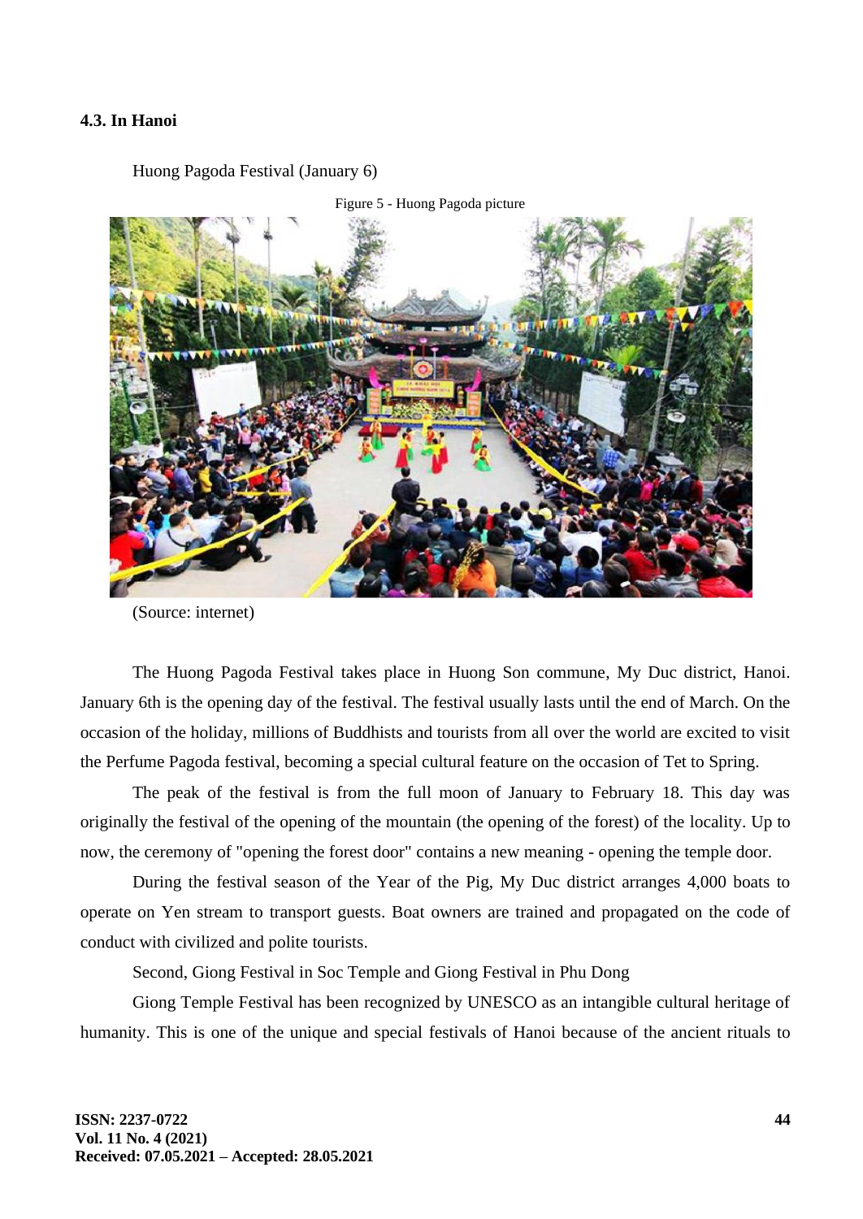### 4.3. In Hanoi

Huong Pagoda Festival (January 6)

Figure 5 - Huong Pagoda picture

(Source: internet)

The Huong Pagoda Festival takes place in Huong Son commune, My Duc district, Hanoi. January 6th is the opening day of the festival. The festival usually lasts until the end of March. On the occasion of the holiday, millions of Buddhists and tourists from all over the world are excited to visit the Perfume Pagoda festival, becoming a special cultural feature on the occasion of Tet to Spring.

The peak of the festival is from the full moon of January to February 18. This day was originally the festival of the opening of the mountain (the opening of the forest) of the locality. Up to now, the ceremony of "opening the forest door" contains a new meaning - opening the temple door.

During the festival season of the Year of the Pig, My Duc district arranges 4,000 boats to operate on Yen stream to transport guests. Boat owners are trained and propagated on the code of conduct with civilized and polite tourists.

Second, Giong Festival in Soc Temple and Giong Festival in Phu Dong

Giong Temple Festival has been recognized by UNESCO as an intangible cultural heritage of humanity. This is one of the unique and special festivals of Hanoi because of the ancient rituals to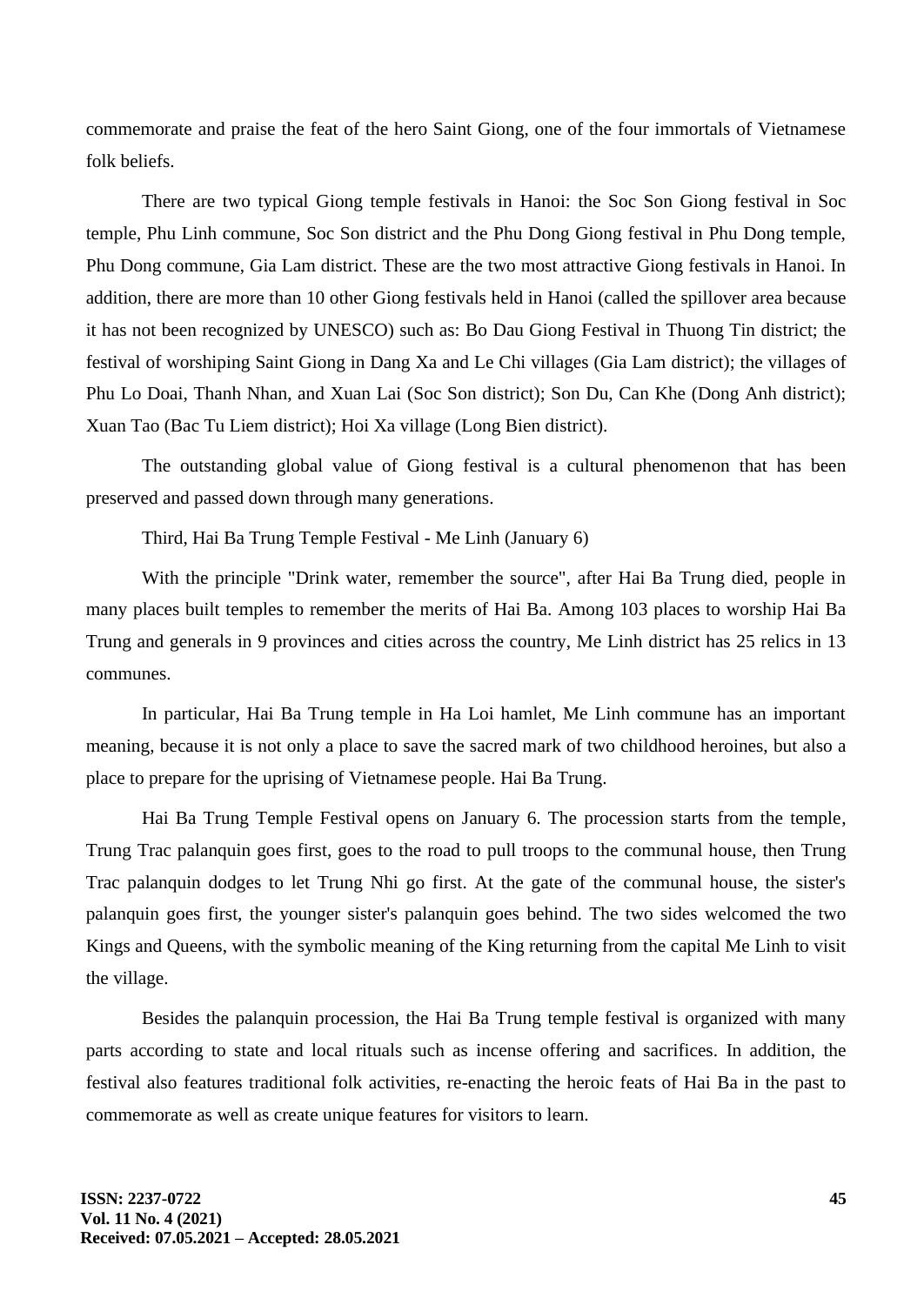commemorate and praise the feat of the hero Saint Giong, one of the four immortals of Vietnamese folk beliefs.

There are two typical Giong temple festivals in Hanoi: the Soc Son Giong festival in Soc temple, Phu Linh commune, Soc Son district and the Phu Dong Giong festival in Phu Dong temple, Phu Dong commune, Gia Lam district. These are the two most attractive Giong festivals in Hanoi. In addition, there are more than 10 other Giong festivals held in Hanoi (called the spillover area because it has not been recognized by UNESCO) such as: Bo Dau Giong Festival in Thuong Tin district; the festival of worshiping Saint Giong in Dang Xa and Le Chi villages (Gia Lam district); the villages of Phu Lo Doai, Thanh Nhan, and Xuan Lai (Soc Son district); Son Du, Can Khe (Dong Anh district); Xuan Tao (Bac Tu Liem district); Hoi Xa village (Long Bien district).

The outstanding global value of Giong festival is a cultural phenomenon that has been preserved and passed down through many generations.

Third, Hai Ba Trung Temple Festival - Me Linh (January 6)

With the principle "Drink water, remember the source", after Hai Ba Trung died, people in many places built temples to remember the merits of Hai Ba. Among 103 places to worship Hai Ba Trung and generals in 9 provinces and cities across the country, Me Linh district has 25 relics in 13 communes.

In particular, Hai Ba Trung temple in Ha Loi hamlet, Me Linh commune has an important meaning, because it is not only a place to save the sacred mark of two childhood heroines, but also a place to prepare for the uprising of Vietnamese people. Hai Ba Trung.

Hai Ba Trung Temple Festival opens on January 6. The procession starts from the temple, Trung Trac palanquin goes first, goes to the road to pull troops to the communal house, then Trung Trac palanquin dodges to let Trung Nhi go first. At the gate of the communal house, the sister's palanquin goes first, the younger sister's palanquin goes behind. The two sides welcomed the two Kings and Queens, with the symbolic meaning of the King returning from the capital Me Linh to visit the village.

Besides the palanquin procession, the Hai Ba Trung temple festival is organized with many parts according to state and local rituals such as incense offering and sacrifices. In addition, the festival also features traditional folk activities, re-enacting the heroic feats of Hai Ba in the past to commemorate as well as create unique features for visitors to learn.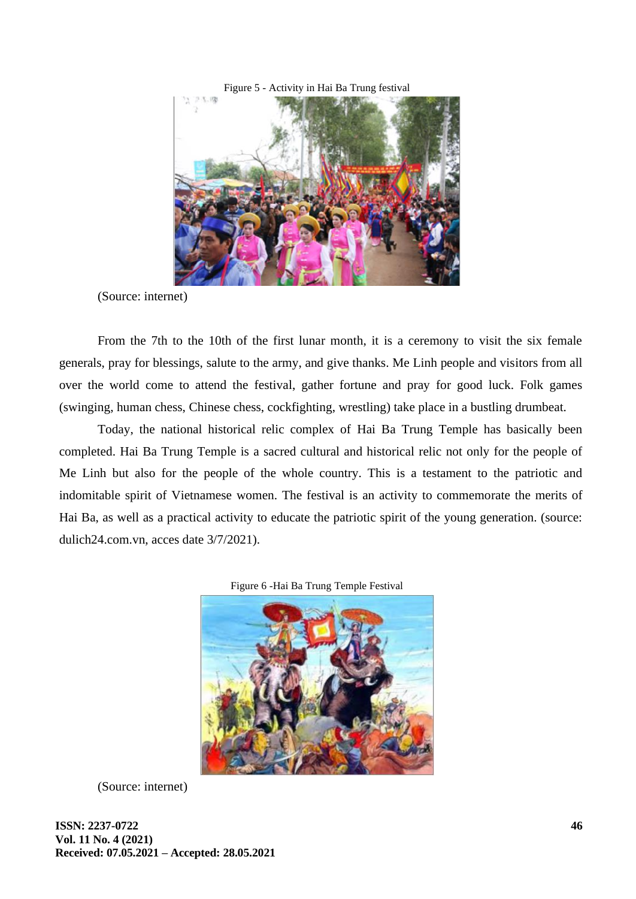Figure 5 - Activity in Hai Ba Trung festival

(Source: internet)

From the 7th to the 10th of the first lunar month, it is a ceremony to visit the six female generals, pray for blessings, salute to the army, and give thanks. Me Linh people and visitors from all over the world come to attend the festival, gather fortune and pray for good luck. Folk games (swinging, human chess, Chinese chess, cockfighting, wrestling) take place in a bustling drumbeat.

Today, the national historical relic complex of Hai Ba Trung Temple has basically been completed. Hai Ba Trung Temple is a sacred cultural and historical relic not only for the people of Me Linh but also for the people of the whole country. This is a testament to the patriotic and indomitable spirit of Vietnamese women. The festival is an activity to commemorate the merits of Hai Ba, as well as a practical activity to educate the patriotic spirit of the young generation. (source: dulich24.com.vn, acces date 3/7/2021).

Figure 6 -Hai Ba Trung Temple Festival

(Source: internet)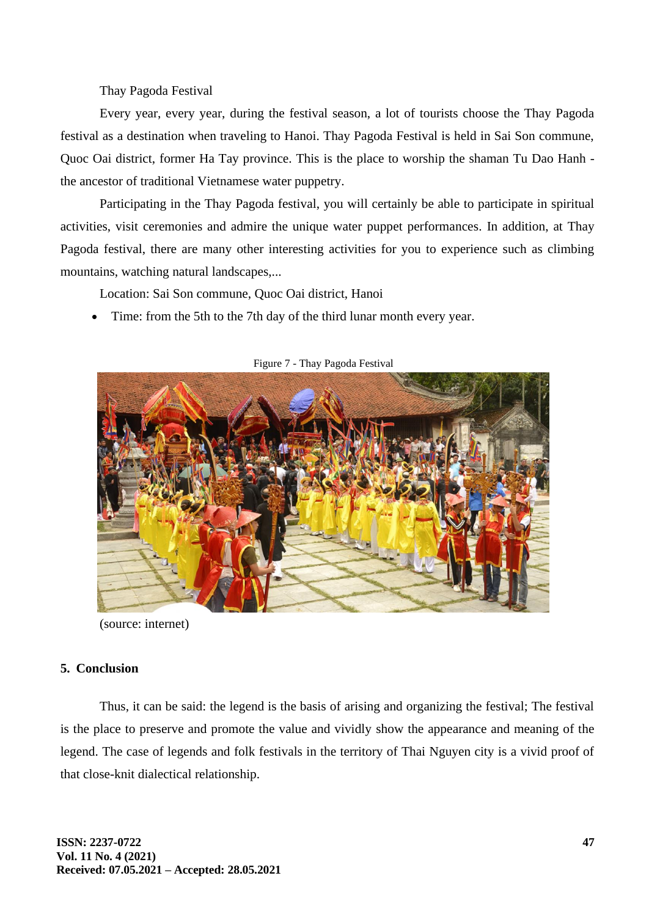Thay Pagoda Festival

Every year, every year, during the festival season, a lot of tourists choose the Thay Pagoda festival as a destination when traveling to Hanoi. Thay Pagoda Festival is held in Sai Son commune, Quoc Oai district, former Ha Tay province. This is the place to worship the shaman Tu Dao Hanh - the ancestor of traditional Vietnamese water puppetry.

Participating in the Thay Pagoda festival, you will certainly be able to participate in spiritual activities, visit ceremonies and admire the unique water puppet performances. In addition, at Thay Pagoda festival, there are many other interesting activities for you to experience such as climbing mountains, watching natural landscapes,...

Location: Sai Son commune, Quoc Oai district, Hanoi

- Time: from the 5th to the 7th day of the third lunar month every year.

Figure 7 - Thay Pagoda Festival

(source: internet)

## 5. Conclusion

Thus, it can be said: the legend is the basis of arising and organizing the festival; The festival is the place to preserve and promote the value and vividly show the appearance and meaning of the legend. The case of legends and folk festivals in the territory of Thai Nguyen city is a vivid proof of that close-knit dialectical relationship.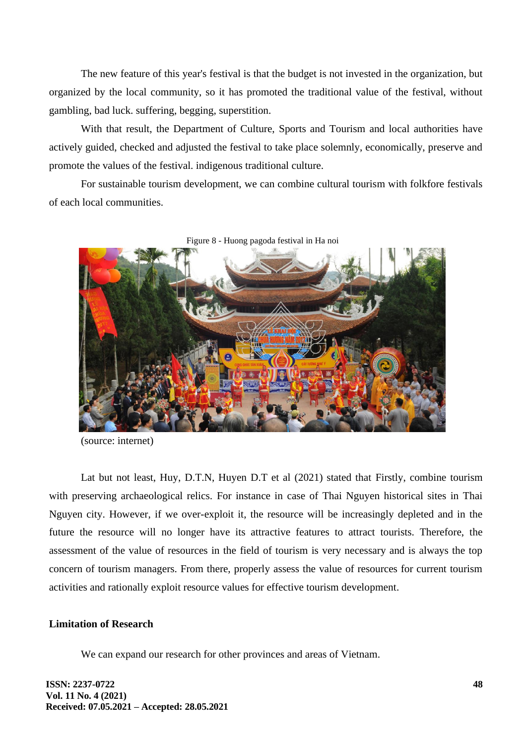The new feature of this year's festival is that the budget is not invested in the organization, but organized by the local community, so it has promoted the traditional value of the festival, without gambling, bad luck. suffering, begging, superstition.

With that result, the Department of Culture, Sports and Tourism and local authorities have actively guided, checked and adjusted the festival to take place solemnly, economically, preserve and promote the values of the festival. indigenous traditional culture.

For sustainable tourism development, we can combine cultural tourism with folkfore festivals of each local communities.

Figure 8 - Huong pagoda festival in Ha noi

(source: internet)

Lat but not least, Huy, D.T.N, Huyen D.T et al (2021) stated that Firstly, combine tourism with preserving archaeological relics. For instance in case of Thai Nguyen historical sites in Thai Nguyen city. However, if we over-exploit it, the resource will be increasingly depleted and in the future the resource will no longer have its attractive features to attract tourists. Therefore, the assessment of the value of resources in the field of tourism is very necessary and is always the top concern of tourism managers. From there, properly assess the value of resources for current tourism activities and rationally exploit resource values for effective tourism development.

**Limitation of Research**

We can expand our research for other provinces and areas of Vietnam.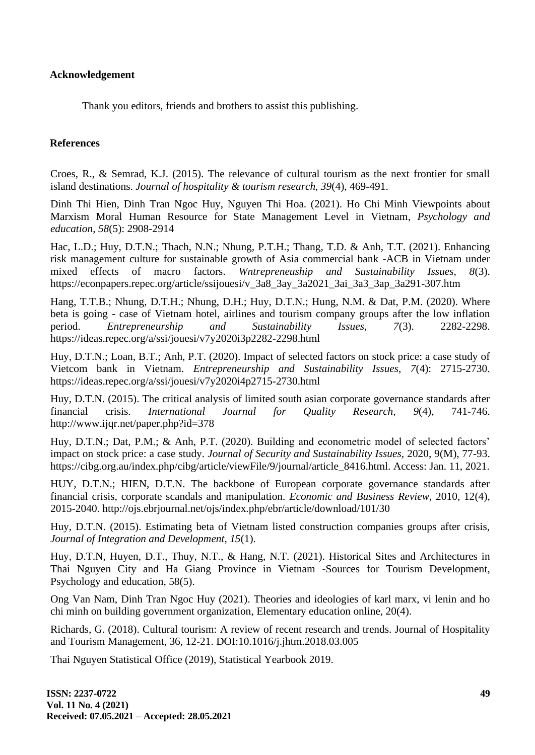## Acknowledgement

Thank you editors, friends and brothers to assist this publishing.

## References

Croes, R., & Semrad, K.J. (2015). The relevance of cultural tourism as the next frontier for small island destinations. *Journal of hospitality & tourism research, 39*(4), 469-491.

Dinh Thi Hien, Dinh Tran Ngoc Huy, Nguyen Thi Hoa. (2021). Ho Chi Minh Viewpoints about Marxism Moral Human Resource for State Management Level in Vietnam, *Psychology and education, 58*(5): 2908-2914

Hac, L.D.; Huy, D.T.N.; Thach, N.N.; Nhung, P.T.H.; Thang, T.D. & Anh, T.T. (2021). Enhancing risk management culture for sustainable growth of Asia commercial bank -ACB in Vietnam under mixed effects of macro factors. *Wntrepreneuship and Sustainability Issues, 8*(3). https://econpapers.repec.org/article/ssijouesi/v_3a8_3ay_3a2021_3ai_3a3_3ap_3a291-307.htm

Hang, T.T.B.; Nhung, D.T.H.; Nhung, D.H.; Huy, D.T.N.; Hung, N.M. & Dat, P.M. (2020). Where beta is going - case of Vietnam hotel, airlines and tourism company groups after the low inflation period. *Entrepreneurship and Sustainability Issues, 7*(3). 2282-2298. https://ideas.repec.org/a/ssi/jouesi/v7y2020i3p2282-2298.html

Huy, D.T.N.; Loan, B.T.; Anh, P.T. (2020). Impact of selected factors on stock price: a case study of Vietcom bank in Vietnam. *Entrepreneurship and Sustainability Issues, 7*(4): 2715-2730. https://ideas.repec.org/a/ssi/jouesi/v7y2020i4p2715-2730.html

Huy, D.T.N. (2015). The critical analysis of limited south asian corporate governance standards after financial crisis. *International Journal for Quality Research, 9*(4), 741-746. http://www.ijqr.net/paper.php?id=378

Huy, D.T.N.; Dat, P.M.; & Anh, P.T. (2020). Building and econometric model of selected factors' impact on stock price: a case study. *Journal of Security and Sustainability Issues,* 2020, 9(M), 77-93. https://cibg.org.au/index.php/cibg/article/viewFile/9/journal/article_8416.html. Access: Jan. 11, 2021.

HUY, D.T.N.; HIEN, D.T.N. The backbone of European corporate governance standards after financial crisis, corporate scandals and manipulation. *Economic and Business Review*, 2010, 12(4), 2015-2040. http://ojs.ebrjournal.net/ojs/index.php/ebr/article/download/101/30

Huy, D.T.N. (2015). Estimating beta of Vietnam listed construction companies groups after crisis, *Journal of Integration and Development, 15*(1).

Huy, D.T.N, Huyen, D.T., Thuy, N.T., & Hang, N.T. (2021). Historical Sites and Architectures in Thai Nguyen City and Ha Giang Province in Vietnam -Sources for Tourism Development, Psychology and education, 58(5).

Ong Van Nam, Dinh Tran Ngoc Huy (2021). Theories and ideologies of karl marx, vi lenin and ho chi minh on building government organization, Elementary education online, 20(4).

Richards, G. (2018). Cultural tourism: A review of recent research and trends. Journal of Hospitality and Tourism Management, 36, 12-21. DOI:10.1016/j.jhtm.2018.03.005

Thai Nguyen Statistical Office (2019), Statistical Yearbook 2019.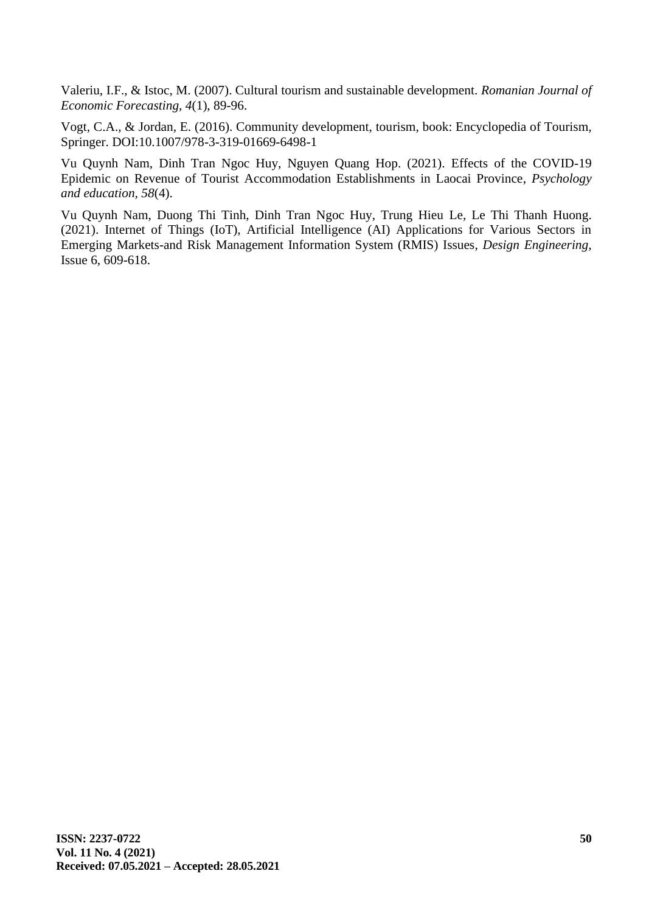Valeriu, I.F., & Istoc, M. (2007). Cultural tourism and sustainable development. *Romanian Journal of Economic Forecasting*, *4*(1), 89-96.

Vogt, C.A., & Jordan, E. (2016). Community development, tourism, book: Encyclopedia of Tourism, Springer. DOI:10.1007/978-3-319-01669-6498-1

Vu Quynh Nam, Dinh Tran Ngoc Huy, Nguyen Quang Hop. (2021). Effects of the COVID-19 Epidemic on Revenue of Tourist Accommodation Establishments in Laocai Province, *Psychology and education*, *58*(4).

Vu Quynh Nam, Duong Thi Tinh, Dinh Tran Ngoc Huy, Trung Hieu Le, Le Thi Thanh Huong. (2021). Internet of Things (IoT), Artificial Intelligence (AI) Applications for Various Sectors in Emerging Markets-and Risk Management Information System (RMIS) Issues, *Design Engineering*, Issue 6, 609-618.